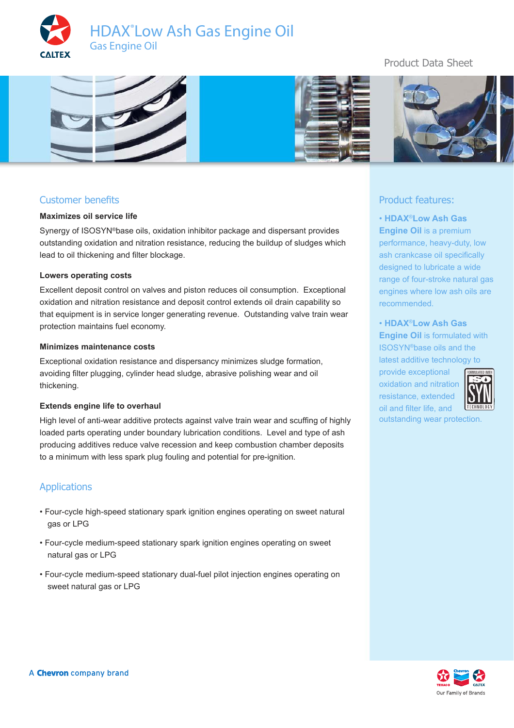# HDAX® Low Ash Gas Engine Oil

Gas Engine Oil

Product Data Sheet

## Customer benefits

**Maximizes oil service life**

Synergy of ISOSYN® base oils, oxidation inhibitor package and dispersant provides outstanding oxidation and nitration resistance, reducing the buildup of sludges which lead to oil thickening and filter blockage.

**Lowers operating costs**

Excellent deposit control on valves and piston reduces oil consumption. Exceptional oxidation and nitration resistance and deposit control extends oil drain capability so that equipment is in service longer generating revenue. Outstanding valve train wear protection maintains fuel economy.

**Minimizes maintenance costs**

Exceptional oxidation resistance and dispersancy minimizes sludge formation, avoiding filter plugging, cylinder head sludge, abrasive polishing wear and oil thickening.

**Extends engine life to overhaul**

High level of anti-wear additive protects against valve train wear and scuffing of highly loaded parts operating under boundary lubrication conditions. Level and type of ash producing additives reduce valve recession and keep combustion chamber deposits to a minimum with less spark plug fouling and potential for pre-ignition.

## Applications

- Four-cycle high-speed stationary spark ignition engines operating on sweet natural gas or LPG
- Four-cycle medium-speed stationary spark ignition engines operating on sweet natural gas or LPG
- Four-cycle medium-speed stationary dual-fuel pilot injection engines operating on sweet natural gas or LPG

## Product features:

- **HDAX® Low Ash Gas Engine Oil** is a premium performance, heavy-duty, low ash crankcase oil specifically designed to lubricate a wide range of four-stroke natural gas engines where low ash oils are recommended.
- **HDAX® Low Ash Gas Engine Oil** is formulated with ISOSYN® base oils and the latest additive technology to provide exceptional oxidation and nitration resistance, extended oil and filter life, and outstanding wear protection.

FORMULATED WITH ISO SYN TECHNOLOGY

A Chevron company brand

Our Family of Brands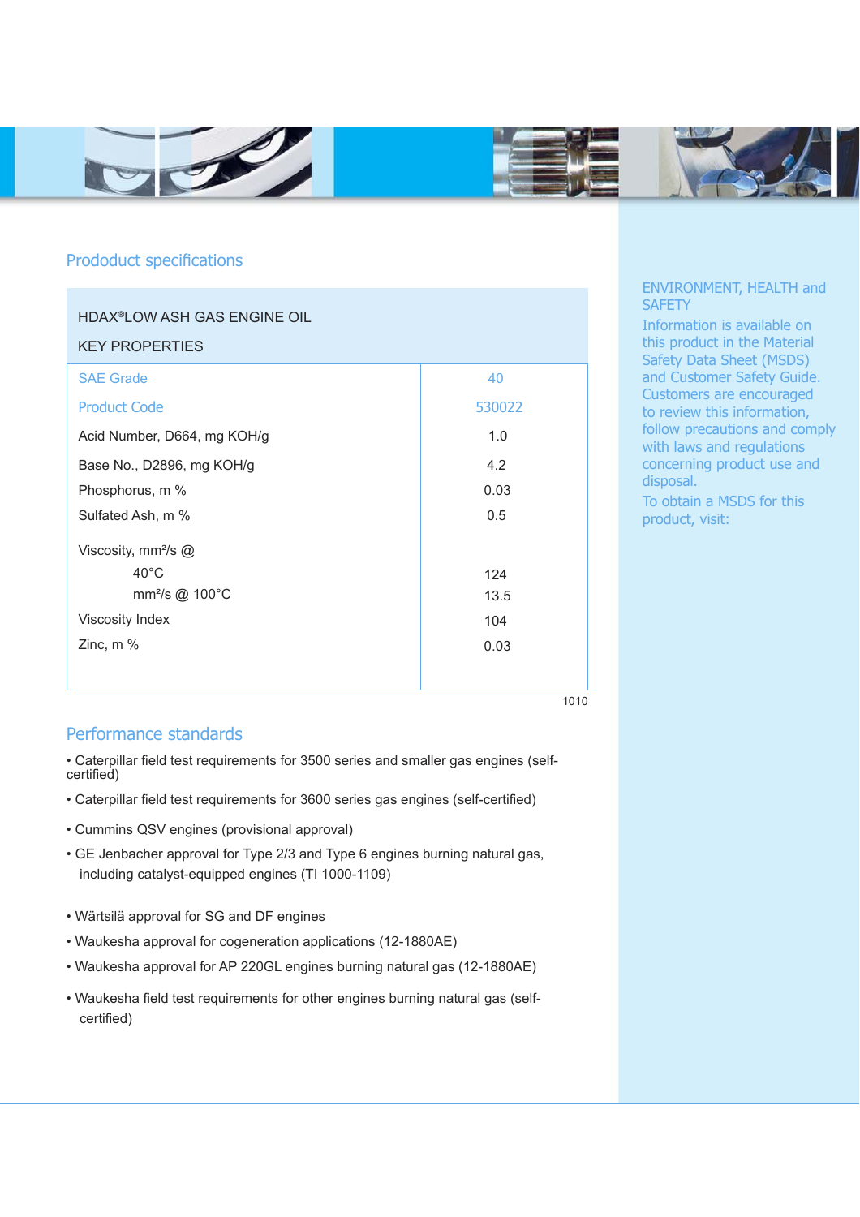## Prododuct specifications

| HDAX®LOW ASH GAS ENGINE OIL<br>KEY PROPERTIES | |
|---|---|
| SAE Grade | 40 |
| Product Code | 530022 |
| Acid Number, D664, mg KOH/g | 1.0 |
| Base No., D2896, mg KOH/g | 4.2 |
| Phosphorus, m % | 0.03 |
| Sulfated Ash, m % | 0.5 |
| Viscosity, mm²/s @ 40°C | 124 |
| mm²/s @ 100°C | 13.5 |
| Viscosity Index | 104 |
| Zinc, m % | 0.03 |

1010

## Performance standards

- Caterpillar field test requirements for 3500 series and smaller gas engines (self-certified)
- Caterpillar field test requirements for 3600 series gas engines (self-certified)
- Cummins QSV engines (provisional approval)
- GE Jenbacher approval for Type 2/3 and Type 6 engines burning natural gas, including catalyst-equipped engines (TI 1000-1109)
- Wärtsilä approval for SG and DF engines
- Waukesha approval for cogeneration applications (12-1880AE)
- Waukesha approval for AP 220GL engines burning natural gas (12-1880AE)
- Waukesha field test requirements for other engines burning natural gas (self-certified)

### ENVIRONMENT, HEALTH and SAFETY

Information is available on this product in the Material Safety Data Sheet (MSDS) and Customer Safety Guide. Customers are encouraged to review this information, follow precautions and comply with laws and regulations concerning product use and disposal.

To obtain a MSDS for this product, visit: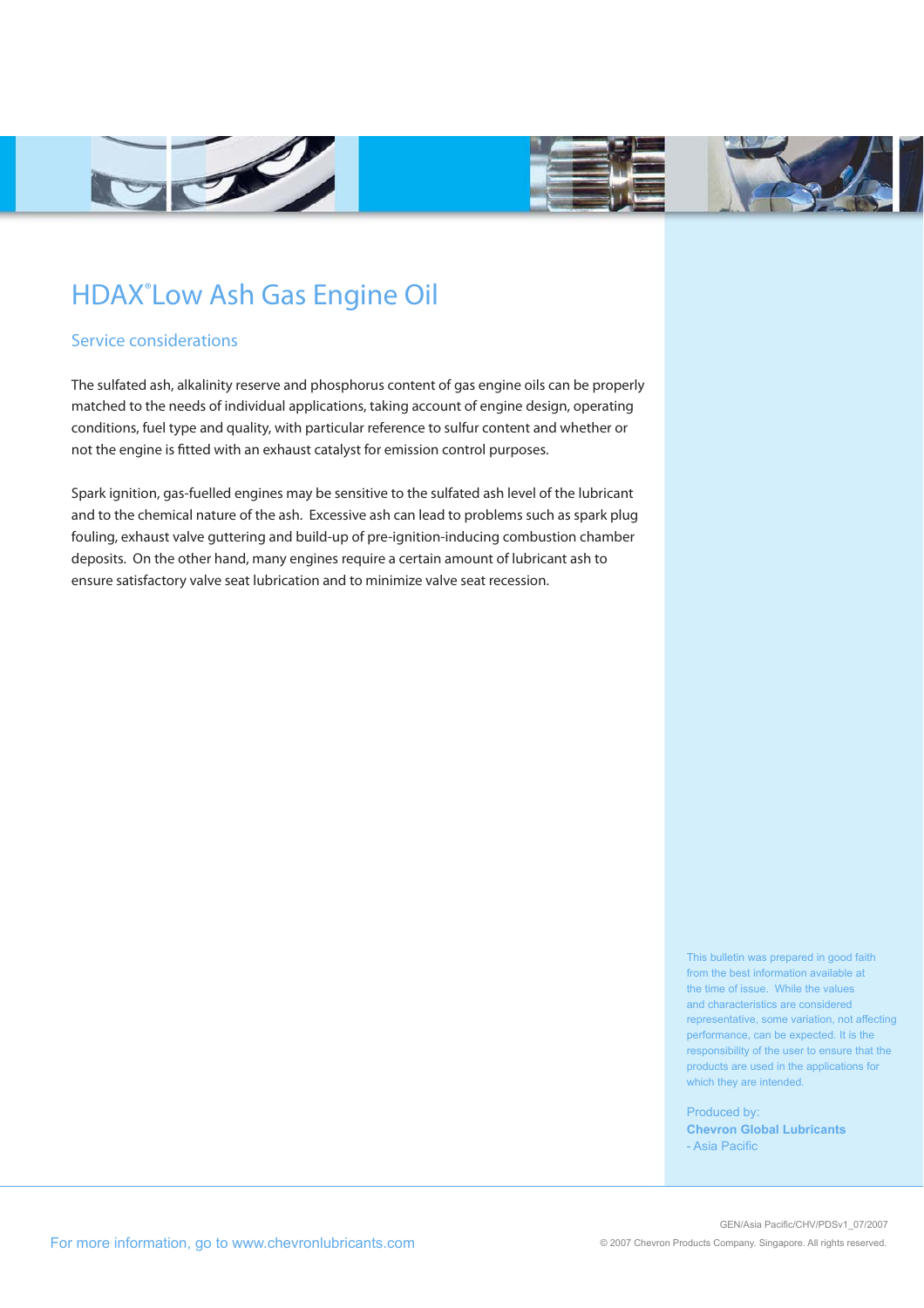# HDAX® Low Ash Gas Engine Oil

## Service considerations

The sulfated ash, alkalinity reserve and phosphorus content of gas engine oils can be properly matched to the needs of individual applications, taking account of engine design, operating conditions, fuel type and quality, with particular reference to sulfur content and whether or not the engine is fitted with an exhaust catalyst for emission control purposes.

Spark ignition, gas-fuelled engines may be sensitive to the sulfated ash level of the lubricant and to the chemical nature of the ash. Excessive ash can lead to problems such as spark plug fouling, exhaust valve guttering and build-up of pre-ignition-inducing combustion chamber deposits. On the other hand, many engines require a certain amount of lubricant ash to ensure satisfactory valve seat lubrication and to minimize valve seat recession.

This bulletin was prepared in good faith from the best information available at the time of issue. While the values and characteristics are considered representative, some variation, not affecting performance, can be expected. It is the responsibility of the user to ensure that the products are used in the applications for which they are intended.

Produced by:
**Chevron Global Lubricants**
- Asia Pacific

GEN/Asia Pacific/CHV/PDSv1_07/2007

For more information, go to www.chevronlubricants.com

© 2007 Chevron Products Company. Singapore. All rights reserved.